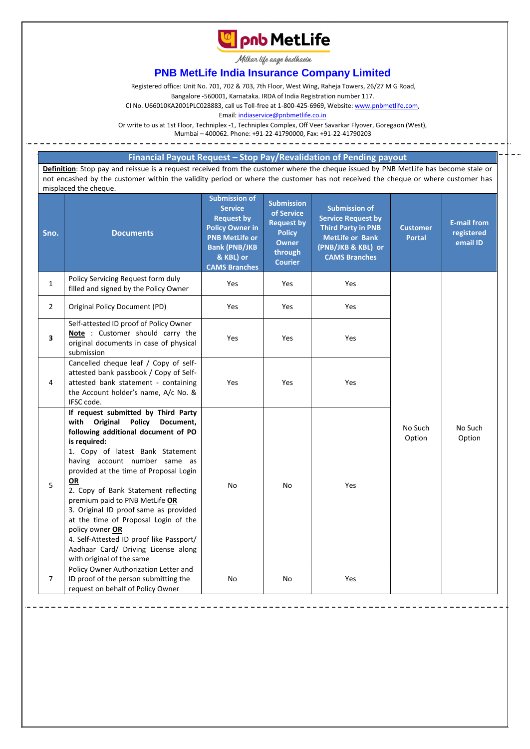# PNB MetLife India Insurance Company Limited

*Milkar life aage badhaein*

Registered office: Unit No. 701, 702 & 703, 7th Floor, West Wing, Raheja Towers, 26/27 M G Road, Bangalore -560001, Karnataka. IRDA of India Registration number 117.
CI No. U66010KA2001PLC028883, call us Toll-free at 1-800-425-6969, Website: www.pnbmetlife.com,
Email: indiaservice@pnbmetlife.co.in
Or write to us at 1st Floor, Techniplex -1, Techniplex Complex, Off Veer Savarkar Flyover, Goregaon (West), Mumbai – 400062. Phone: +91-22-41790000, Fax: +91-22-41790203

## Financial Payout Request – Stop Pay/Revalidation of Pending payout

**Definition**: Stop pay and reissue is a request received from the customer where the cheque issued by PNB MetLife has become stale or not encashed by the customer within the validity period or where the customer has not received the cheque or where customer has misplaced the cheque.

| Sno. | Documents | Submission of Service Request by Policy Owner in PNB MetLife or Bank (PNB/JKB & KBL) or CAMS Branches | Submission of Service Request by Policy Owner through Courier | Submission of Service Request by Third Party in PNB MetLife or Bank (PNB/JKB & KBL) or CAMS Branches | Customer Portal | E-mail from registered email ID |
|---|---|---|---|---|---|---|
| 1 | Policy Servicing Request form duly filled and signed by the Policy Owner | Yes | Yes | Yes | No Such Option | No Such Option |
| 2 | Original Policy Document (PD) | Yes | Yes | Yes | | |
| 3 | Self-attested ID proof of Policy Owner **Note** : Customer should carry the original documents in case of physical submission | Yes | Yes | Yes | | |
| 4 | Cancelled cheque leaf / Copy of self-attested bank passbook / Copy of Self-attested bank statement - containing the Account holder's name, A/c No. & IFSC code. | Yes | Yes | Yes | | |
| 5 | **If request submitted by Third Party with Original Policy Document, following additional document of PO is required:** 1. Copy of latest Bank Statement having account number same as provided at the time of Proposal Login **OR** 2. Copy of Bank Statement reflecting premium paid to PNB MetLife **OR** 3. Original ID proof same as provided at the time of Proposal Login of the policy owner **OR** 4. Self-Attested ID proof like Passport/ Aadhaar Card/ Driving License along with original of the same | No | No | Yes | | |
| 7 | Policy Owner Authorization Letter and ID proof of the person submitting the request on behalf of Policy Owner | No | No | Yes | | |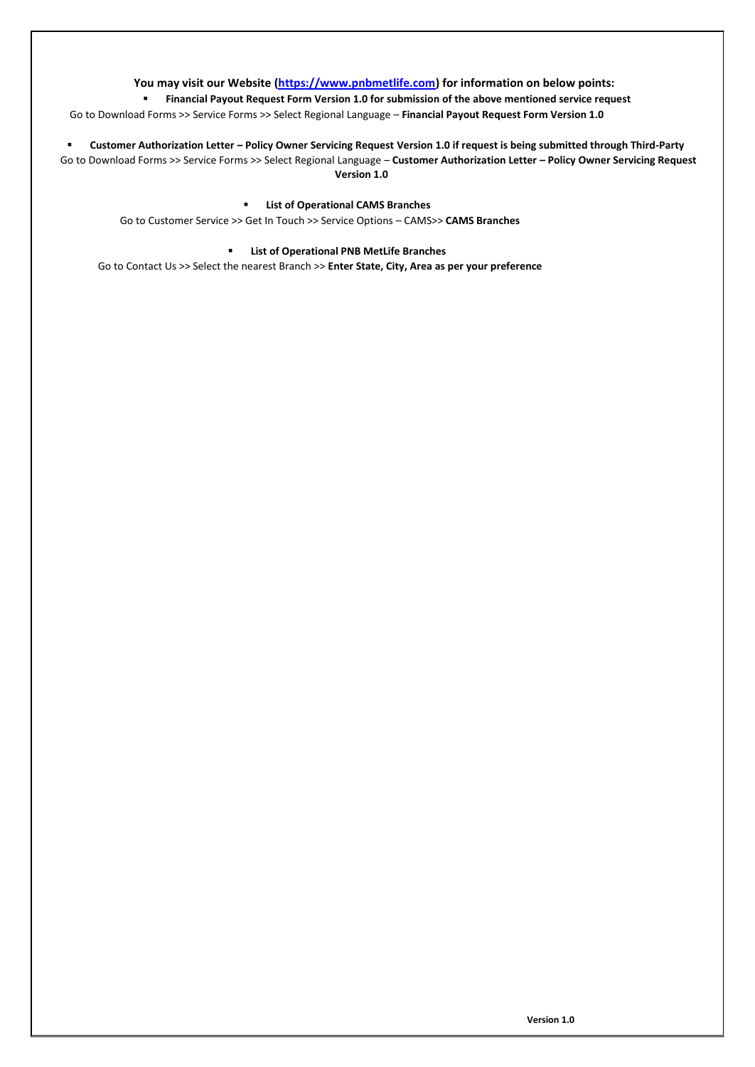**You may visit our Website ([https://www.pnbmetlife.com](https://www.pnbmetlife.com)) for information on below points:**

- **Financial Payout Request Form Version 1.0 for submission of the above mentioned service request**

Go to Download Forms >> Service Forms >> Select Regional Language – **Financial Payout Request Form Version 1.0**

- **Customer Authorization Letter – Policy Owner Servicing Request Version 1.0 if request is being submitted through Third-Party**

Go to Download Forms >> Service Forms >> Select Regional Language – **Customer Authorization Letter – Policy Owner Servicing Request Version 1.0**

- **List of Operational CAMS Branches**

Go to Customer Service >> Get In Touch >> Service Options – CAMS>> **CAMS Branches**

- **List of Operational PNB MetLife Branches**

Go to Contact Us >> Select the nearest Branch >> **Enter State, City, Area as per your preference**

**Version 1.0**